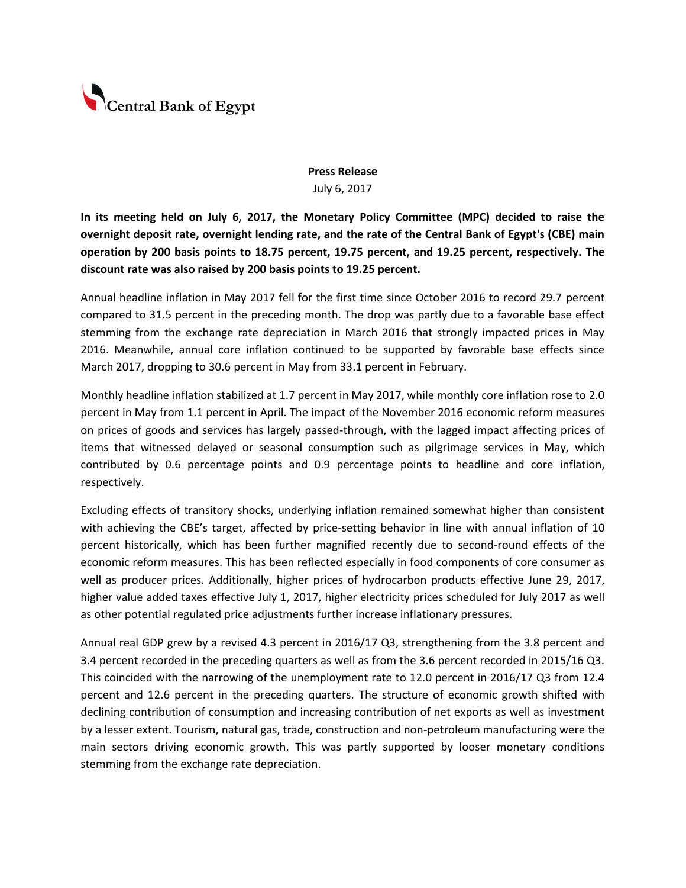Central Bank of Egypt

**Press Release**

July 6, 2017

**In its meeting held on July 6, 2017, the Monetary Policy Committee (MPC) decided to raise the overnight deposit rate, overnight lending rate, and the rate of the Central Bank of Egypt's (CBE) main operation by 200 basis points to 18.75 percent, 19.75 percent, and 19.25 percent, respectively. The discount rate was also raised by 200 basis points to 19.25 percent.**

Annual headline inflation in May 2017 fell for the first time since October 2016 to record 29.7 percent compared to 31.5 percent in the preceding month. The drop was partly due to a favorable base effect stemming from the exchange rate depreciation in March 2016 that strongly impacted prices in May 2016. Meanwhile, annual core inflation continued to be supported by favorable base effects since March 2017, dropping to 30.6 percent in May from 33.1 percent in February.

Monthly headline inflation stabilized at 1.7 percent in May 2017, while monthly core inflation rose to 2.0 percent in May from 1.1 percent in April. The impact of the November 2016 economic reform measures on prices of goods and services has largely passed-through, with the lagged impact affecting prices of items that witnessed delayed or seasonal consumption such as pilgrimage services in May, which contributed by 0.6 percentage points and 0.9 percentage points to headline and core inflation, respectively.

Excluding effects of transitory shocks, underlying inflation remained somewhat higher than consistent with achieving the CBE's target, affected by price-setting behavior in line with annual inflation of 10 percent historically, which has been further magnified recently due to second-round effects of the economic reform measures. This has been reflected especially in food components of core consumer as well as producer prices. Additionally, higher prices of hydrocarbon products effective June 29, 2017, higher value added taxes effective July 1, 2017, higher electricity prices scheduled for July 2017 as well as other potential regulated price adjustments further increase inflationary pressures.

Annual real GDP grew by a revised 4.3 percent in 2016/17 Q3, strengthening from the 3.8 percent and 3.4 percent recorded in the preceding quarters as well as from the 3.6 percent recorded in 2015/16 Q3. This coincided with the narrowing of the unemployment rate to 12.0 percent in 2016/17 Q3 from 12.4 percent and 12.6 percent in the preceding quarters. The structure of economic growth shifted with declining contribution of consumption and increasing contribution of net exports as well as investment by a lesser extent. Tourism, natural gas, trade, construction and non-petroleum manufacturing were the main sectors driving economic growth. This was partly supported by looser monetary conditions stemming from the exchange rate depreciation.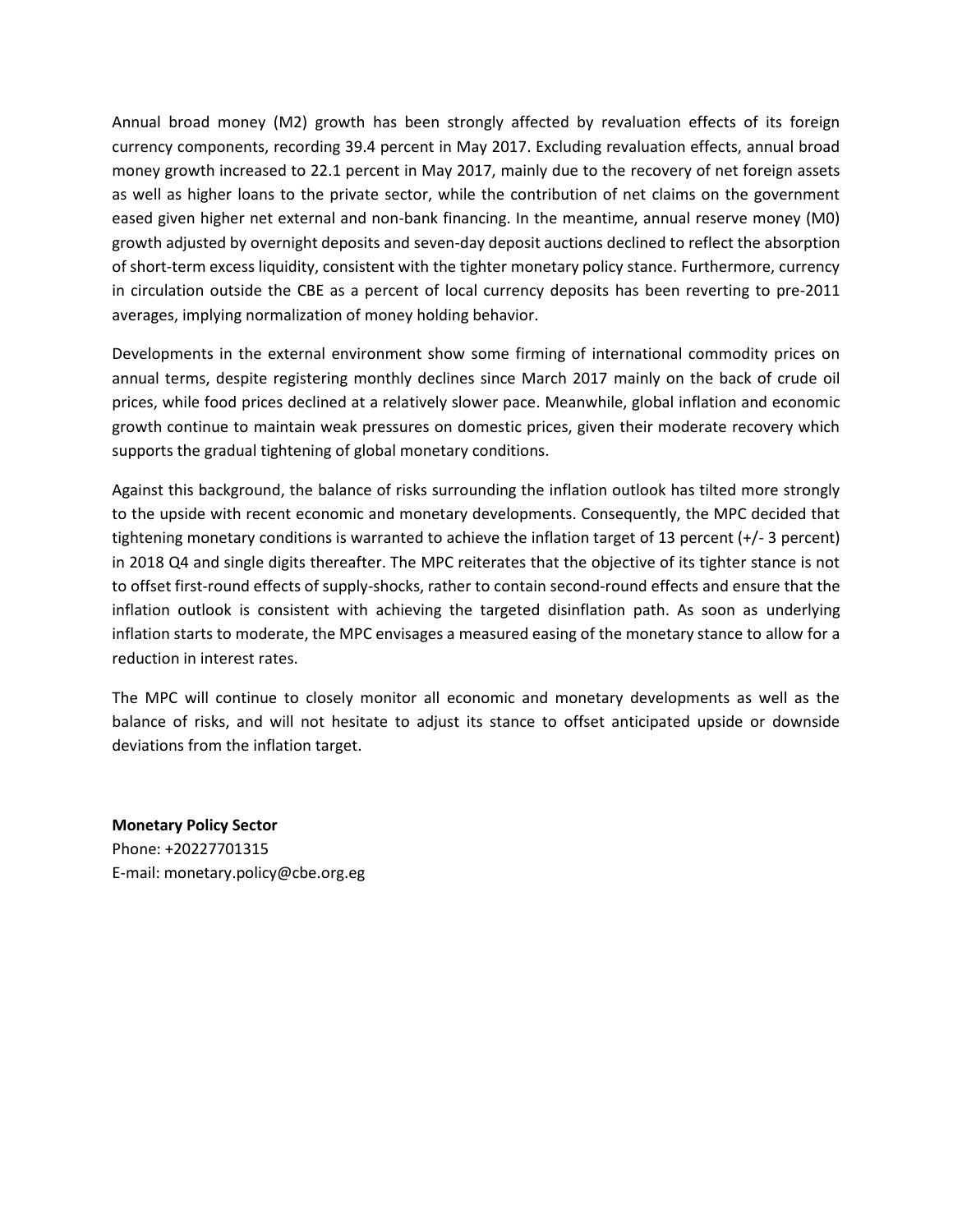Annual broad money (M2) growth has been strongly affected by revaluation effects of its foreign currency components, recording 39.4 percent in May 2017. Excluding revaluation effects, annual broad money growth increased to 22.1 percent in May 2017, mainly due to the recovery of net foreign assets as well as higher loans to the private sector, while the contribution of net claims on the government eased given higher net external and non-bank financing. In the meantime, annual reserve money (M0) growth adjusted by overnight deposits and seven-day deposit auctions declined to reflect the absorption of short-term excess liquidity, consistent with the tighter monetary policy stance. Furthermore, currency in circulation outside the CBE as a percent of local currency deposits has been reverting to pre-2011 averages, implying normalization of money holding behavior.

Developments in the external environment show some firming of international commodity prices on annual terms, despite registering monthly declines since March 2017 mainly on the back of crude oil prices, while food prices declined at a relatively slower pace. Meanwhile, global inflation and economic growth continue to maintain weak pressures on domestic prices, given their moderate recovery which supports the gradual tightening of global monetary conditions.

Against this background, the balance of risks surrounding the inflation outlook has tilted more strongly to the upside with recent economic and monetary developments. Consequently, the MPC decided that tightening monetary conditions is warranted to achieve the inflation target of 13 percent (+/- 3 percent) in 2018 Q4 and single digits thereafter. The MPC reiterates that the objective of its tighter stance is not to offset first-round effects of supply-shocks, rather to contain second-round effects and ensure that the inflation outlook is consistent with achieving the targeted disinflation path. As soon as underlying inflation starts to moderate, the MPC envisages a measured easing of the monetary stance to allow for a reduction in interest rates.

The MPC will continue to closely monitor all economic and monetary developments as well as the balance of risks, and will not hesitate to adjust its stance to offset anticipated upside or downside deviations from the inflation target.

**Monetary Policy Sector**
Phone: +20227701315
E-mail: monetary.policy@cbe.org.eg